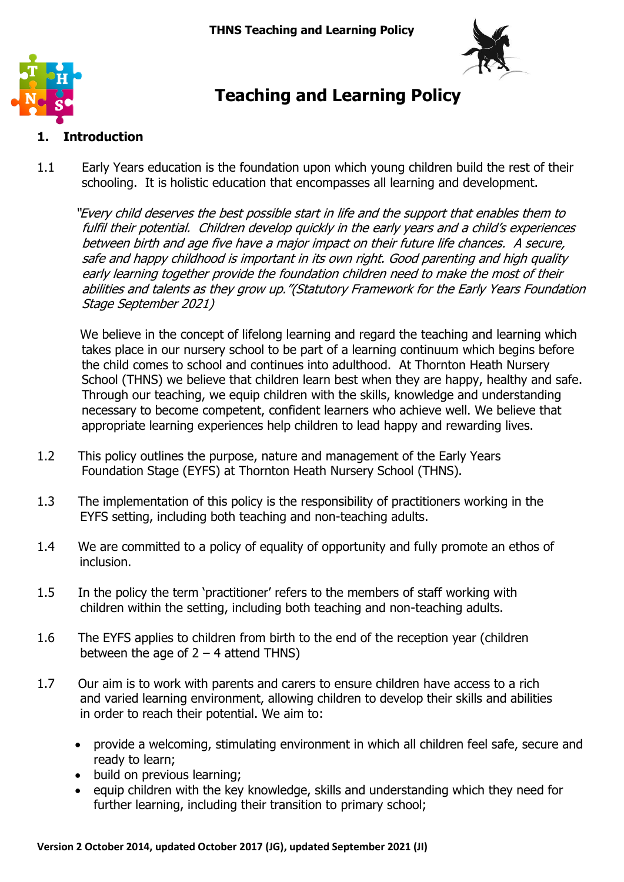# Teaching and Learning Policy

## 1. Introduction

1.1 Early Years education is the foundation upon which young children build the rest of their schooling. It is holistic education that encompasses all learning and development.

*"Every child deserves the best possible start in life and the support that enables them to fulfil their potential. Children develop quickly in the early years and a child's experiences between birth and age five have a major impact on their future life chances. A secure, safe and happy childhood is important in its own right. Good parenting and high quality early learning together provide the foundation children need to make the most of their abilities and talents as they grow up."(Statutory Framework for the Early Years Foundation Stage September 2021)*

We believe in the concept of lifelong learning and regard the teaching and learning which takes place in our nursery school to be part of a learning continuum which begins before the child comes to school and continues into adulthood. At Thornton Heath Nursery School (THNS) we believe that children learn best when they are happy, healthy and safe. Through our teaching, we equip children with the skills, knowledge and understanding necessary to become competent, confident learners who achieve well. We believe that appropriate learning experiences help children to lead happy and rewarding lives.

1.2 This policy outlines the purpose, nature and management of the Early Years Foundation Stage (EYFS) at Thornton Heath Nursery School (THNS).

1.3 The implementation of this policy is the responsibility of practitioners working in the EYFS setting, including both teaching and non-teaching adults.

1.4 We are committed to a policy of equality of opportunity and fully promote an ethos of inclusion.

1.5 In the policy the term 'practitioner' refers to the members of staff working with children within the setting, including both teaching and non-teaching adults.

1.6 The EYFS applies to children from birth to the end of the reception year (children between the age of 2 – 4 attend THNS)

1.7 Our aim is to work with parents and carers to ensure children have access to a rich and varied learning environment, allowing children to develop their skills and abilities in order to reach their potential. We aim to:

- provide a welcoming, stimulating environment in which all children feel safe, secure and ready to learn;
- build on previous learning;
- equip children with the key knowledge, skills and understanding which they need for further learning, including their transition to primary school;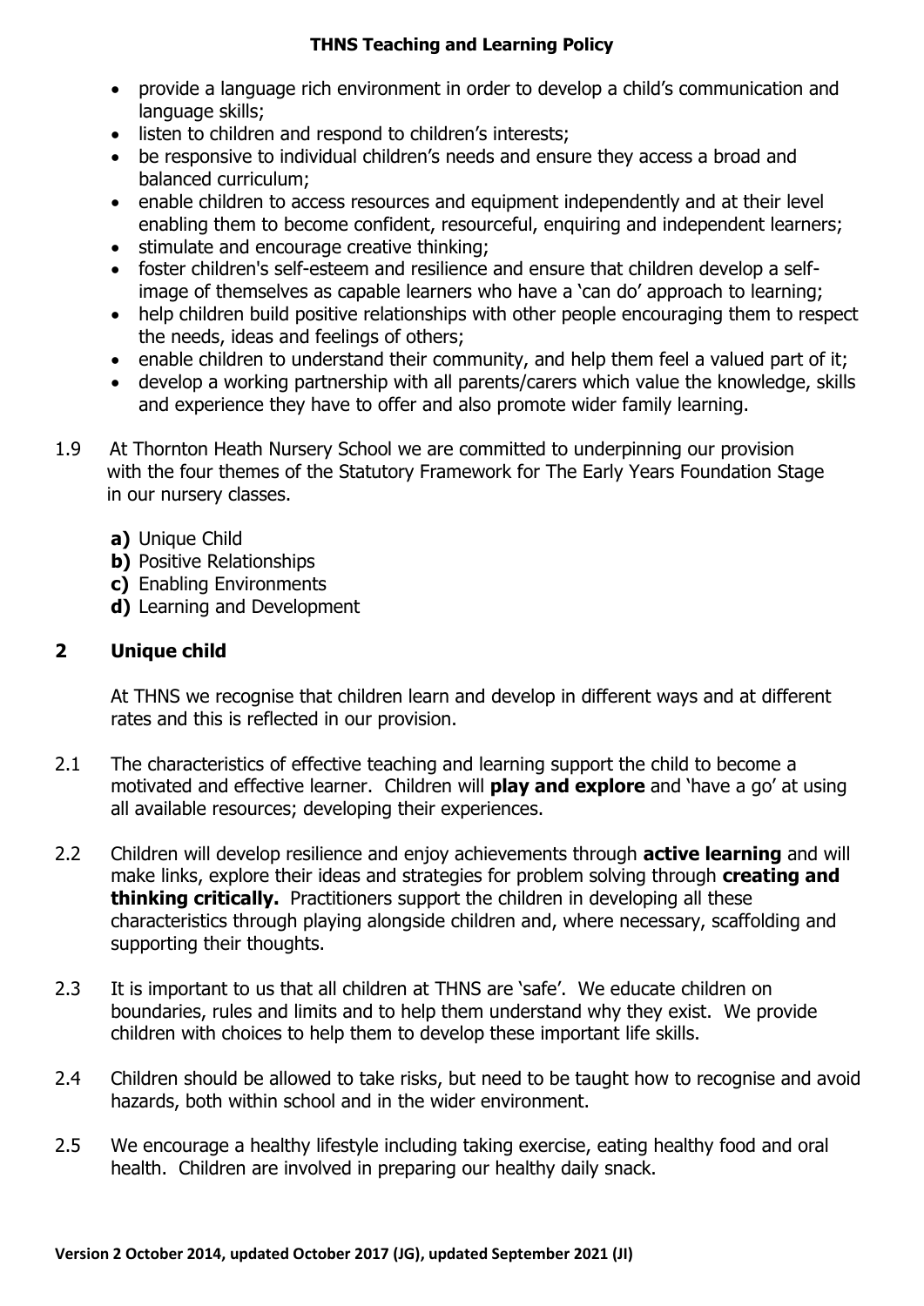- provide a language rich environment in order to develop a child's communication and language skills;
- listen to children and respond to children's interests;
- be responsive to individual children's needs and ensure they access a broad and balanced curriculum;
- enable children to access resources and equipment independently and at their level enabling them to become confident, resourceful, enquiring and independent learners;
- stimulate and encourage creative thinking;
- foster children's self-esteem and resilience and ensure that children develop a self-image of themselves as capable learners who have a 'can do' approach to learning;
- help children build positive relationships with other people encouraging them to respect the needs, ideas and feelings of others;
- enable children to understand their community, and help them feel a valued part of it;
- develop a working partnership with all parents/carers which value the knowledge, skills and experience they have to offer and also promote wider family learning.

1.9 At Thornton Heath Nursery School we are committed to underpinning our provision with the four themes of the Statutory Framework for The Early Years Foundation Stage in our nursery classes.

**a)** Unique Child
**b)** Positive Relationships
**c)** Enabling Environments
**d)** Learning and Development

## 2 Unique child

At THNS we recognise that children learn and develop in different ways and at different rates and this is reflected in our provision.

2.1 The characteristics of effective teaching and learning support the child to become a motivated and effective learner. Children will **play and explore** and 'have a go' at using all available resources; developing their experiences.

2.2 Children will develop resilience and enjoy achievements through **active learning** and will make links, explore their ideas and strategies for problem solving through **creating and thinking critically.** Practitioners support the children in developing all these characteristics through playing alongside children and, where necessary, scaffolding and supporting their thoughts.

2.3 It is important to us that all children at THNS are 'safe'. We educate children on boundaries, rules and limits and to help them understand why they exist. We provide children with choices to help them to develop these important life skills.

2.4 Children should be allowed to take risks, but need to be taught how to recognise and avoid hazards, both within school and in the wider environment.

2.5 We encourage a healthy lifestyle including taking exercise, eating healthy food and oral health. Children are involved in preparing our healthy daily snack.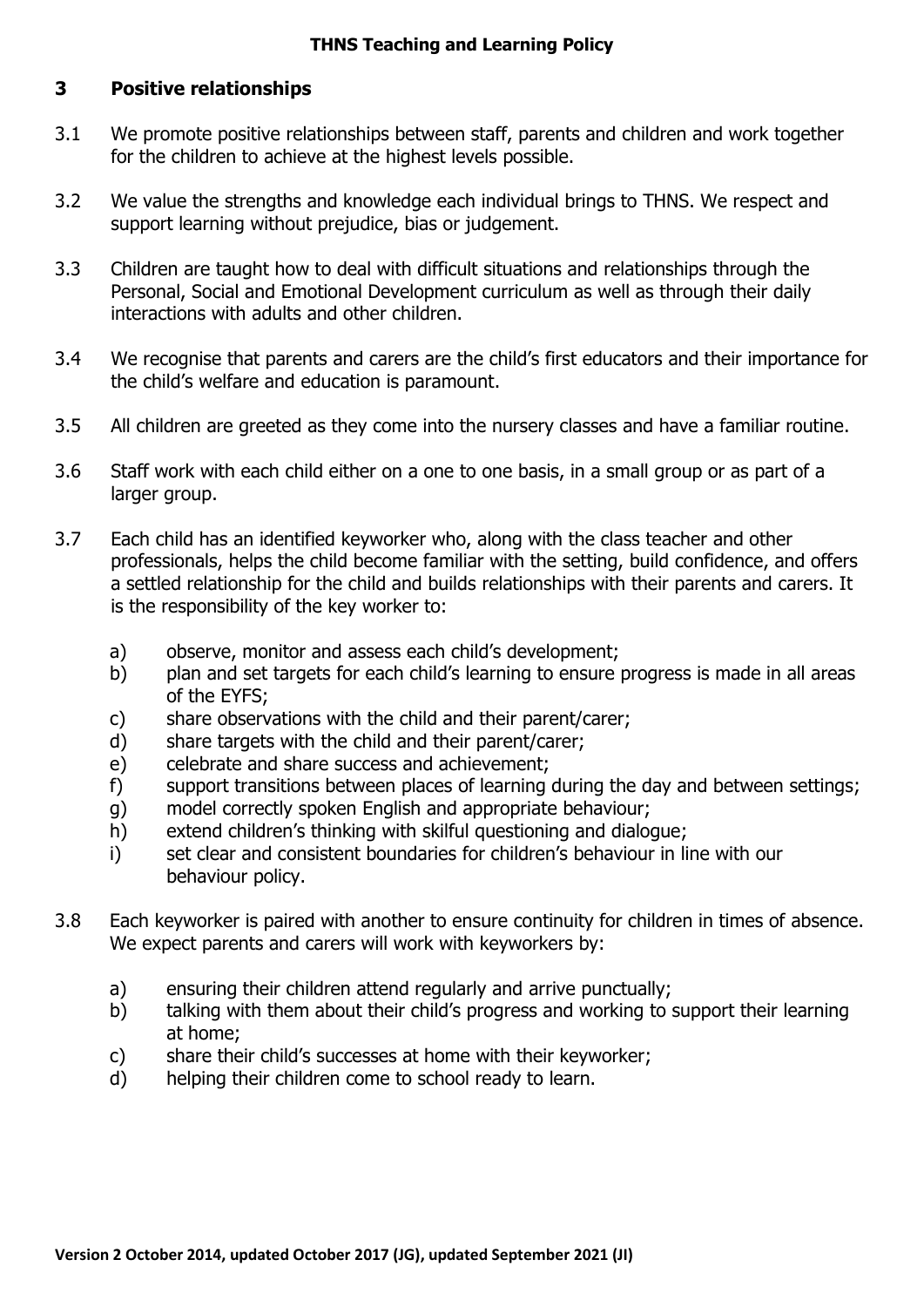## 3 Positive relationships

3.1 We promote positive relationships between staff, parents and children and work together for the children to achieve at the highest levels possible.

3.2 We value the strengths and knowledge each individual brings to THNS. We respect and support learning without prejudice, bias or judgement.

3.3 Children are taught how to deal with difficult situations and relationships through the Personal, Social and Emotional Development curriculum as well as through their daily interactions with adults and other children.

3.4 We recognise that parents and carers are the child's first educators and their importance for the child's welfare and education is paramount.

3.5 All children are greeted as they come into the nursery classes and have a familiar routine.

3.6 Staff work with each child either on a one to one basis, in a small group or as part of a larger group.

3.7 Each child has an identified keyworker who, along with the class teacher and other professionals, helps the child become familiar with the setting, build confidence, and offers a settled relationship for the child and builds relationships with their parents and carers. It is the responsibility of the key worker to:

- a) observe, monitor and assess each child's development;
- b) plan and set targets for each child's learning to ensure progress is made in all areas of the EYFS;
- c) share observations with the child and their parent/carer;
- d) share targets with the child and their parent/carer;
- e) celebrate and share success and achievement;
- f) support transitions between places of learning during the day and between settings;
- g) model correctly spoken English and appropriate behaviour;
- h) extend children's thinking with skilful questioning and dialogue;
- i) set clear and consistent boundaries for children's behaviour in line with our behaviour policy.

3.8 Each keyworker is paired with another to ensure continuity for children in times of absence. We expect parents and carers will work with keyworkers by:

- a) ensuring their children attend regularly and arrive punctually;
- b) talking with them about their child's progress and working to support their learning at home;
- c) share their child's successes at home with their keyworker;
- d) helping their children come to school ready to learn.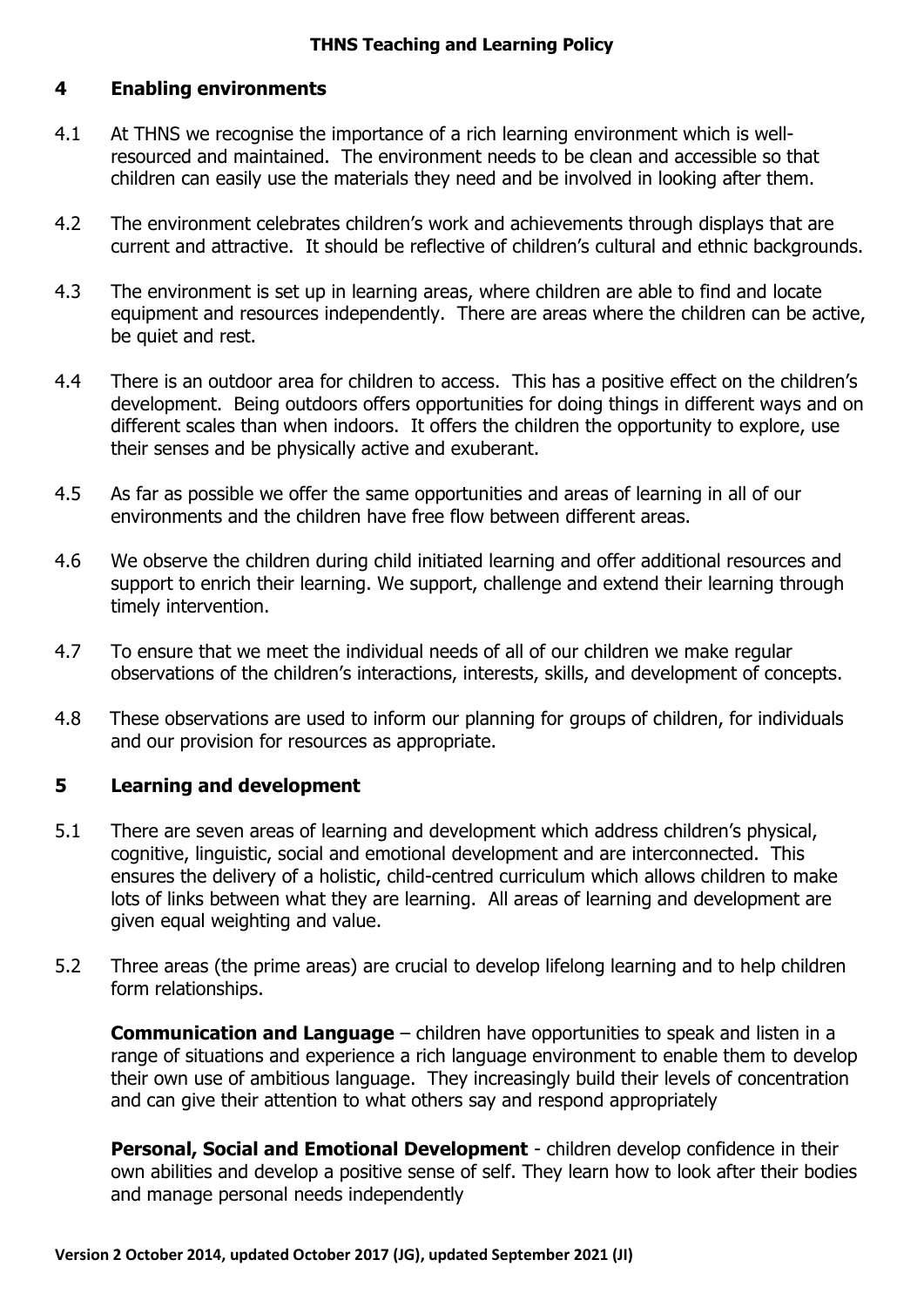## 4 Enabling environments

4.1 At THNS we recognise the importance of a rich learning environment which is well-resourced and maintained. The environment needs to be clean and accessible so that children can easily use the materials they need and be involved in looking after them.

4.2 The environment celebrates children's work and achievements through displays that are current and attractive. It should be reflective of children's cultural and ethnic backgrounds.

4.3 The environment is set up in learning areas, where children are able to find and locate equipment and resources independently. There are areas where the children can be active, be quiet and rest.

4.4 There is an outdoor area for children to access. This has a positive effect on the children's development. Being outdoors offers opportunities for doing things in different ways and on different scales than when indoors. It offers the children the opportunity to explore, use their senses and be physically active and exuberant.

4.5 As far as possible we offer the same opportunities and areas of learning in all of our environments and the children have free flow between different areas.

4.6 We observe the children during child initiated learning and offer additional resources and support to enrich their learning. We support, challenge and extend their learning through timely intervention.

4.7 To ensure that we meet the individual needs of all of our children we make regular observations of the children's interactions, interests, skills, and development of concepts.

4.8 These observations are used to inform our planning for groups of children, for individuals and our provision for resources as appropriate.

## 5 Learning and development

5.1 There are seven areas of learning and development which address children's physical, cognitive, linguistic, social and emotional development and are interconnected. This ensures the delivery of a holistic, child-centred curriculum which allows children to make lots of links between what they are learning. All areas of learning and development are given equal weighting and value.

5.2 Three areas (the prime areas) are crucial to develop lifelong learning and to help children form relationships.

**Communication and Language** – children have opportunities to speak and listen in a range of situations and experience a rich language environment to enable them to develop their own use of ambitious language. They increasingly build their levels of concentration and can give their attention to what others say and respond appropriately

**Personal, Social and Emotional Development** - children develop confidence in their own abilities and develop a positive sense of self. They learn how to look after their bodies and manage personal needs independently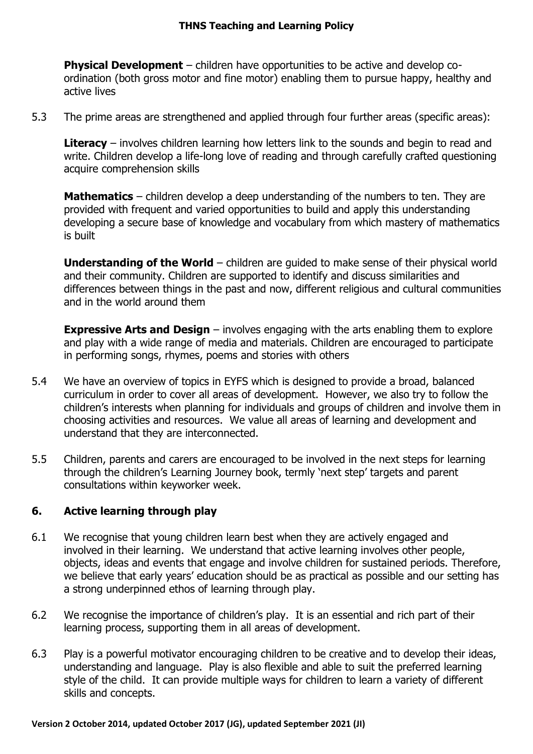**Physical Development** – children have opportunities to be active and develop co-ordination (both gross motor and fine motor) enabling them to pursue happy, healthy and active lives

5.3 The prime areas are strengthened and applied through four further areas (specific areas):

**Literacy** – involves children learning how letters link to the sounds and begin to read and write. Children develop a life-long love of reading and through carefully crafted questioning acquire comprehension skills

**Mathematics** – children develop a deep understanding of the numbers to ten. They are provided with frequent and varied opportunities to build and apply this understanding developing a secure base of knowledge and vocabulary from which mastery of mathematics is built

**Understanding of the World** – children are guided to make sense of their physical world and their community. Children are supported to identify and discuss similarities and differences between things in the past and now, different religious and cultural communities and in the world around them

**Expressive Arts and Design** – involves engaging with the arts enabling them to explore and play with a wide range of media and materials. Children are encouraged to participate in performing songs, rhymes, poems and stories with others

5.4 We have an overview of topics in EYFS which is designed to provide a broad, balanced curriculum in order to cover all areas of development. However, we also try to follow the children's interests when planning for individuals and groups of children and involve them in choosing activities and resources. We value all areas of learning and development and understand that they are interconnected.

5.5 Children, parents and carers are encouraged to be involved in the next steps for learning through the children's Learning Journey book, termly 'next step' targets and parent consultations within keyworker week.

## 6. Active learning through play

6.1 We recognise that young children learn best when they are actively engaged and involved in their learning. We understand that active learning involves other people, objects, ideas and events that engage and involve children for sustained periods. Therefore, we believe that early years' education should be as practical as possible and our setting has a strong underpinned ethos of learning through play.

6.2 We recognise the importance of children's play. It is an essential and rich part of their learning process, supporting them in all areas of development.

6.3 Play is a powerful motivator encouraging children to be creative and to develop their ideas, understanding and language. Play is also flexible and able to suit the preferred learning style of the child. It can provide multiple ways for children to learn a variety of different skills and concepts.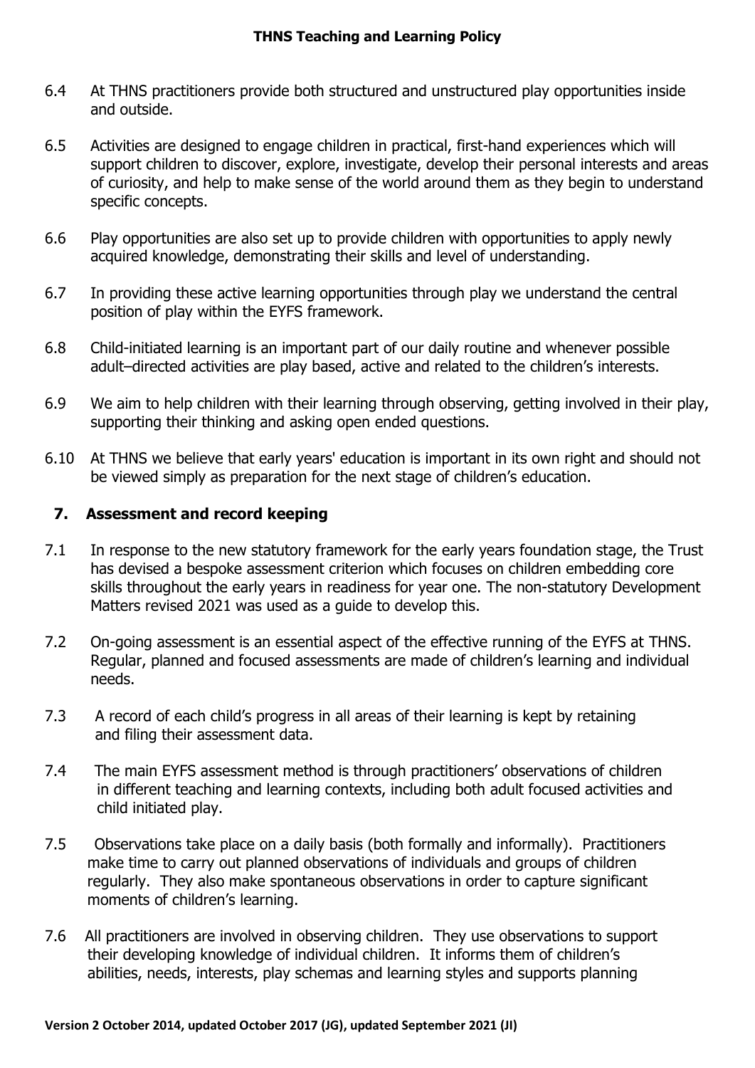6.4 At THNS practitioners provide both structured and unstructured play opportunities inside and outside.

6.5 Activities are designed to engage children in practical, first-hand experiences which will support children to discover, explore, investigate, develop their personal interests and areas of curiosity, and help to make sense of the world around them as they begin to understand specific concepts.

6.6 Play opportunities are also set up to provide children with opportunities to apply newly acquired knowledge, demonstrating their skills and level of understanding.

6.7 In providing these active learning opportunities through play we understand the central position of play within the EYFS framework.

6.8 Child-initiated learning is an important part of our daily routine and whenever possible adult–directed activities are play based, active and related to the children's interests.

6.9 We aim to help children with their learning through observing, getting involved in their play, supporting their thinking and asking open ended questions.

6.10 At THNS we believe that early years' education is important in its own right and should not be viewed simply as preparation for the next stage of children's education.

## 7. Assessment and record keeping

7.1 In response to the new statutory framework for the early years foundation stage, the Trust has devised a bespoke assessment criterion which focuses on children embedding core skills throughout the early years in readiness for year one. The non-statutory Development Matters revised 2021 was used as a guide to develop this.

7.2 On-going assessment is an essential aspect of the effective running of the EYFS at THNS. Regular, planned and focused assessments are made of children's learning and individual needs.

7.3 A record of each child's progress in all areas of their learning is kept by retaining and filing their assessment data.

7.4 The main EYFS assessment method is through practitioners' observations of children in different teaching and learning contexts, including both adult focused activities and child initiated play.

7.5 Observations take place on a daily basis (both formally and informally). Practitioners make time to carry out planned observations of individuals and groups of children regularly. They also make spontaneous observations in order to capture significant moments of children's learning.

7.6 All practitioners are involved in observing children. They use observations to support their developing knowledge of individual children. It informs them of children's abilities, needs, interests, play schemas and learning styles and supports planning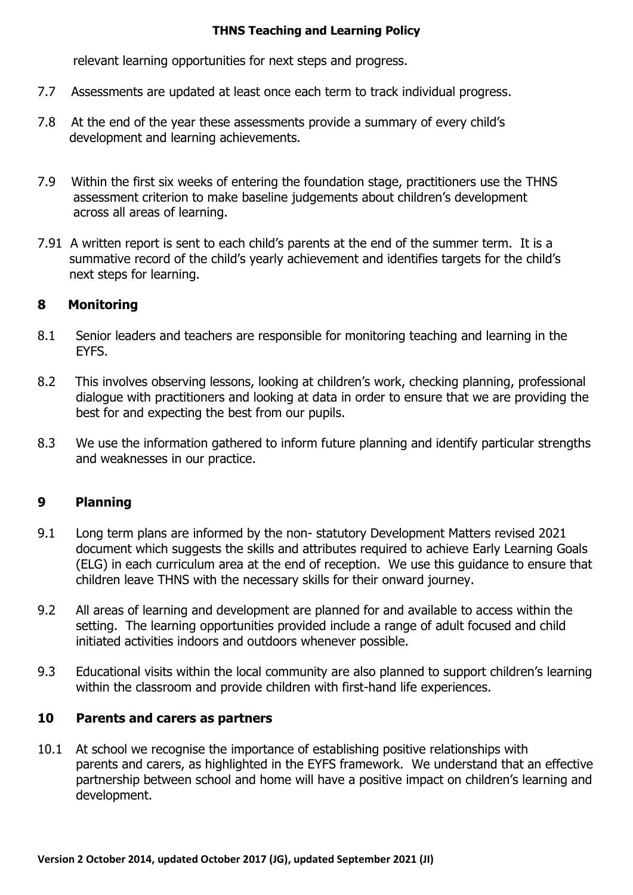relevant learning opportunities for next steps and progress.

7.7 Assessments are updated at least once each term to track individual progress.

7.8 At the end of the year these assessments provide a summary of every child's development and learning achievements.

7.9 Within the first six weeks of entering the foundation stage, practitioners use the THNS assessment criterion to make baseline judgements about children's development across all areas of learning.

7.91 A written report is sent to each child's parents at the end of the summer term. It is a summative record of the child's yearly achievement and identifies targets for the child's next steps for learning.

## 8 Monitoring

8.1 Senior leaders and teachers are responsible for monitoring teaching and learning in the EYFS.

8.2 This involves observing lessons, looking at children's work, checking planning, professional dialogue with practitioners and looking at data in order to ensure that we are providing the best for and expecting the best from our pupils.

8.3 We use the information gathered to inform future planning and identify particular strengths and weaknesses in our practice.

## 9 Planning

9.1 Long term plans are informed by the non- statutory Development Matters revised 2021 document which suggests the skills and attributes required to achieve Early Learning Goals (ELG) in each curriculum area at the end of reception. We use this guidance to ensure that children leave THNS with the necessary skills for their onward journey.

9.2 All areas of learning and development are planned for and available to access within the setting. The learning opportunities provided include a range of adult focused and child initiated activities indoors and outdoors whenever possible.

9.3 Educational visits within the local community are also planned to support children's learning within the classroom and provide children with first-hand life experiences.

## 10 Parents and carers as partners

10.1 At school we recognise the importance of establishing positive relationships with parents and carers, as highlighted in the EYFS framework. We understand that an effective partnership between school and home will have a positive impact on children's learning and development.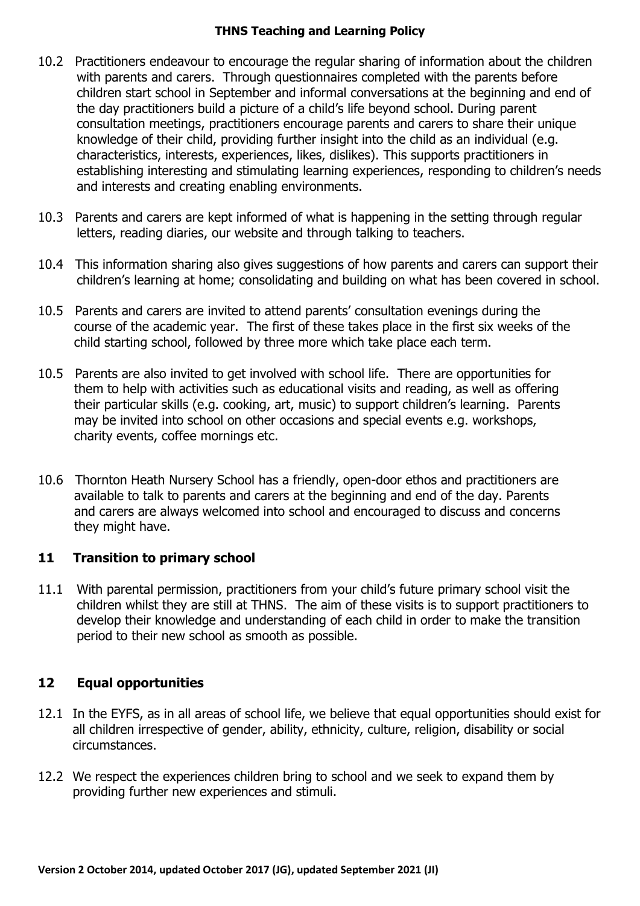10.2 Practitioners endeavour to encourage the regular sharing of information about the children with parents and carers. Through questionnaires completed with the parents before children start school in September and informal conversations at the beginning and end of the day practitioners build a picture of a child's life beyond school. During parent consultation meetings, practitioners encourage parents and carers to share their unique knowledge of their child, providing further insight into the child as an individual (e.g. characteristics, interests, experiences, likes, dislikes). This supports practitioners in establishing interesting and stimulating learning experiences, responding to children's needs and interests and creating enabling environments.

10.3 Parents and carers are kept informed of what is happening in the setting through regular letters, reading diaries, our website and through talking to teachers.

10.4 This information sharing also gives suggestions of how parents and carers can support their children's learning at home; consolidating and building on what has been covered in school.

10.5 Parents and carers are invited to attend parents' consultation evenings during the course of the academic year. The first of these takes place in the first six weeks of the child starting school, followed by three more which take place each term.

10.5 Parents are also invited to get involved with school life. There are opportunities for them to help with activities such as educational visits and reading, as well as offering their particular skills (e.g. cooking, art, music) to support children's learning. Parents may be invited into school on other occasions and special events e.g. workshops, charity events, coffee mornings etc.

10.6 Thornton Heath Nursery School has a friendly, open-door ethos and practitioners are available to talk to parents and carers at the beginning and end of the day. Parents and carers are always welcomed into school and encouraged to discuss and concerns they might have.

## 11 Transition to primary school

11.1 With parental permission, practitioners from your child's future primary school visit the children whilst they are still at THNS. The aim of these visits is to support practitioners to develop their knowledge and understanding of each child in order to make the transition period to their new school as smooth as possible.

## 12 Equal opportunities

12.1 In the EYFS, as in all areas of school life, we believe that equal opportunities should exist for all children irrespective of gender, ability, ethnicity, culture, religion, disability or social circumstances.

12.2 We respect the experiences children bring to school and we seek to expand them by providing further new experiences and stimuli.